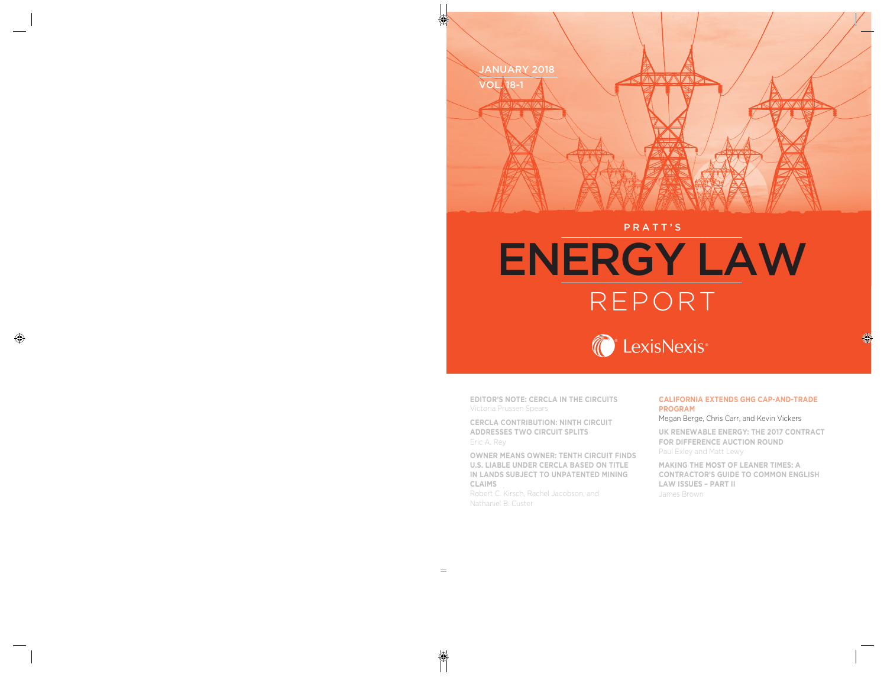JANUARY 2018

VOL. 18-1

PRATT'S

# ENERGY LAW REPORT

LexisNexis®

**EDITOR'S NOTE: CERCLA IN THE CIRCUITS**
Victoria Prussen Spears

**CERCLA CONTRIBUTION: NINTH CIRCUIT ADDRESSES TWO CIRCUIT SPLITS**
Eric A. Rey

**OWNER MEANS OWNER: TENTH CIRCUIT FINDS U.S. LIABLE UNDER CERCLA BASED ON TITLE IN LANDS SUBJECT TO UNPATENTED MINING CLAIMS**
Robert C. Kirsch, Rachel Jacobson, and Nathaniel B. Custer

**CALIFORNIA EXTENDS GHG CAP-AND-TRADE PROGRAM**
Megan Berge, Chris Carr, and Kevin Vickers

**UK RENEWABLE ENERGY: THE 2017 CONTRACT FOR DIFFERENCE AUCTION ROUND**
Paul Exley and Matt Lewy

**MAKING THE MOST OF LEANER TIMES: A CONTRACTOR'S GUIDE TO COMMON ENGLISH LAW ISSUES – PART II**
James Brown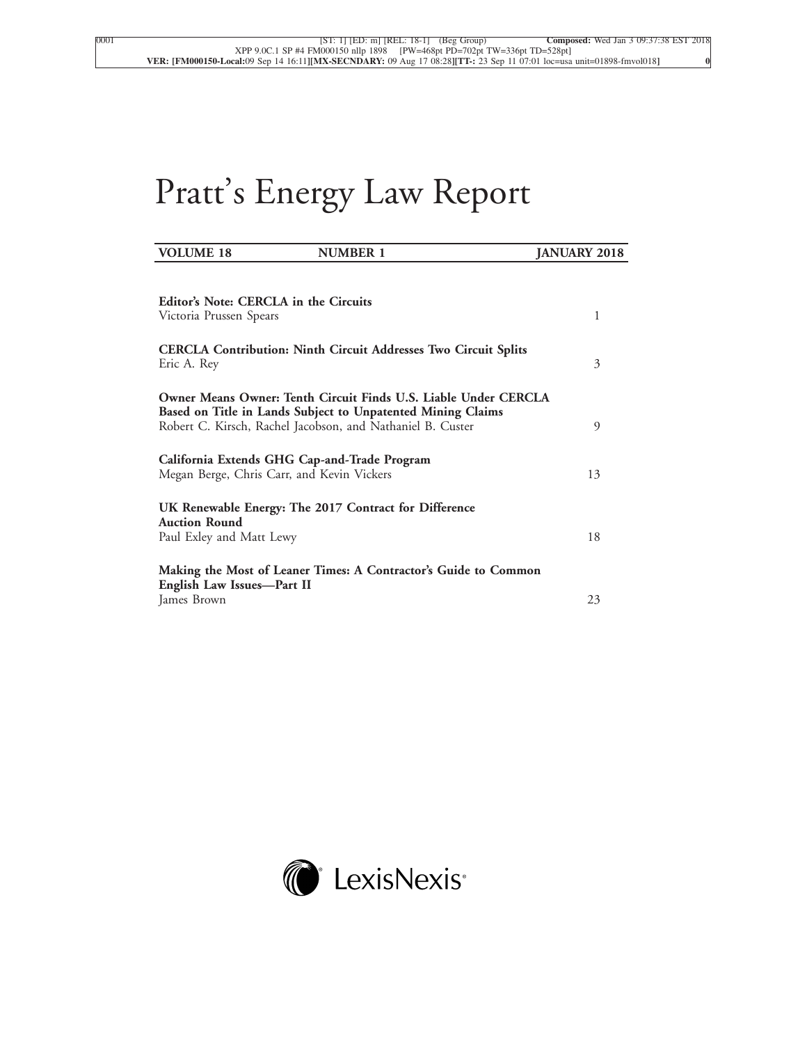# Pratt's Energy Law Report

| VOLUME 18 | NUMBER 1 | JANUARY 2018 |
|---|---|---|

**Editor's Note: CERCLA in the Circuits**
Victoria Prussen Spears — 1

**CERCLA Contribution: Ninth Circuit Addresses Two Circuit Splits**
Eric A. Rey — 3

**Owner Means Owner: Tenth Circuit Finds U.S. Liable Under CERCLA Based on Title in Lands Subject to Unpatented Mining Claims**
Robert C. Kirsch, Rachel Jacobson, and Nathaniel B. Custer — 9

**California Extends GHG Cap-and-Trade Program**
Megan Berge, Chris Carr, and Kevin Vickers — 13

**UK Renewable Energy: The 2017 Contract for Difference Auction Round**
Paul Exley and Matt Lewy — 18

**Making the Most of Leaner Times: A Contractor's Guide to Common English Law Issues—Part II**
James Brown — 23

LexisNexis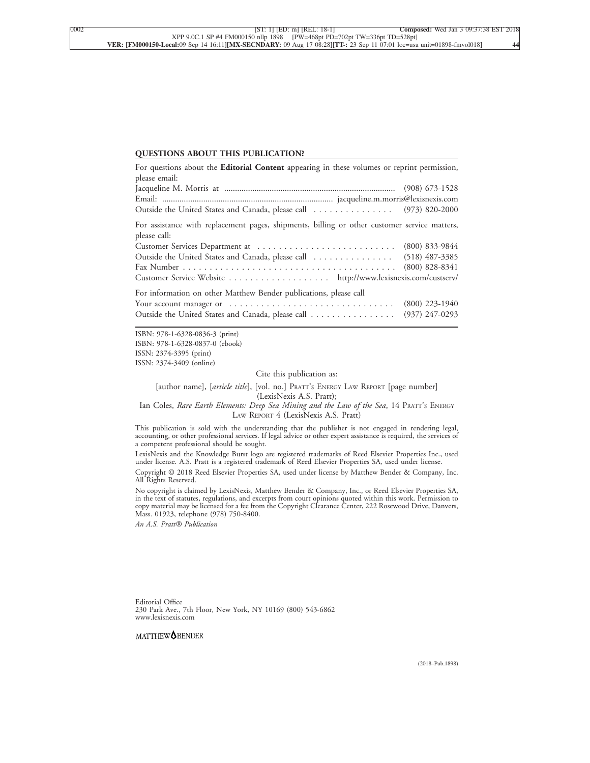## QUESTIONS ABOUT THIS PUBLICATION?

For questions about the **Editorial Content** appearing in these volumes or reprint permission, please email:

Jacqueline M. Morris at .............................................................................. (908) 673-1528
Email: ............................................................................ jacqueline.m.morris@lexisnexis.com
Outside the United States and Canada, please call . . . . . . . . . . . . . . . (973) 820-2000

For assistance with replacement pages, shipments, billing or other customer service matters, please call:

Customer Services Department at . . . . . . . . . . . . . . . . . . . . . . . . . . (800) 833-9844
Outside the United States and Canada, please call . . . . . . . . . . . . . . . (518) 487-3385
Fax Number . . . . . . . . . . . . . . . . . . . . . . . . . . . . . . . . . . . . . . . . . (800) 828-8341
Customer Service Website . . . . . . . . . . . . . . . . . . . http://www.lexisnexis.com/custserv/

For information on other Matthew Bender publications, please call

Your account manager or . . . . . . . . . . . . . . . . . . . . . . . . . . . . . . . . (800) 223-1940
Outside the United States and Canada, please call . . . . . . . . . . . . . . . . (937) 247-0293

ISBN: 978-1-6328-0836-3 (print)
ISBN: 978-1-6328-0837-0 (ebook)
ISSN: 2374-3395 (print)
ISSN: 2374-3409 (online)

Cite this publication as:

[author name], [*article title*], [vol. no.] PRATT'S ENERGY LAW REPORT [page number] (LexisNexis A.S. Pratt);

Ian Coles, *Rare Earth Elements: Deep Sea Mining and the Law of the Sea*, 14 PRATT'S ENERGY LAW REPORT 4 (LexisNexis A.S. Pratt)

This publication is sold with the understanding that the publisher is not engaged in rendering legal, accounting, or other professional services. If legal advice or other expert assistance is required, the services of a competent professional should be sought.

LexisNexis and the Knowledge Burst logo are registered trademarks of Reed Elsevier Properties Inc., used under license. A.S. Pratt is a registered trademark of Reed Elsevier Properties SA, used under license.

Copyright © 2018 Reed Elsevier Properties SA, used under license by Matthew Bender & Company, Inc. All Rights Reserved.

No copyright is claimed by LexisNexis, Matthew Bender & Company, Inc., or Reed Elsevier Properties SA, in the text of statutes, regulations, and excerpts from court opinions quoted within this work. Permission to copy material may be licensed for a fee from the Copyright Clearance Center, 222 Rosewood Drive, Danvers, Mass. 01923, telephone (978) 750-8400.

*An A.S. Pratt® Publication*

Editorial Office
230 Park Ave., 7th Floor, New York, NY 10169 (800) 543-6862
www.lexisnexis.com

MATTHEW BENDER

(2018–Pub.1898)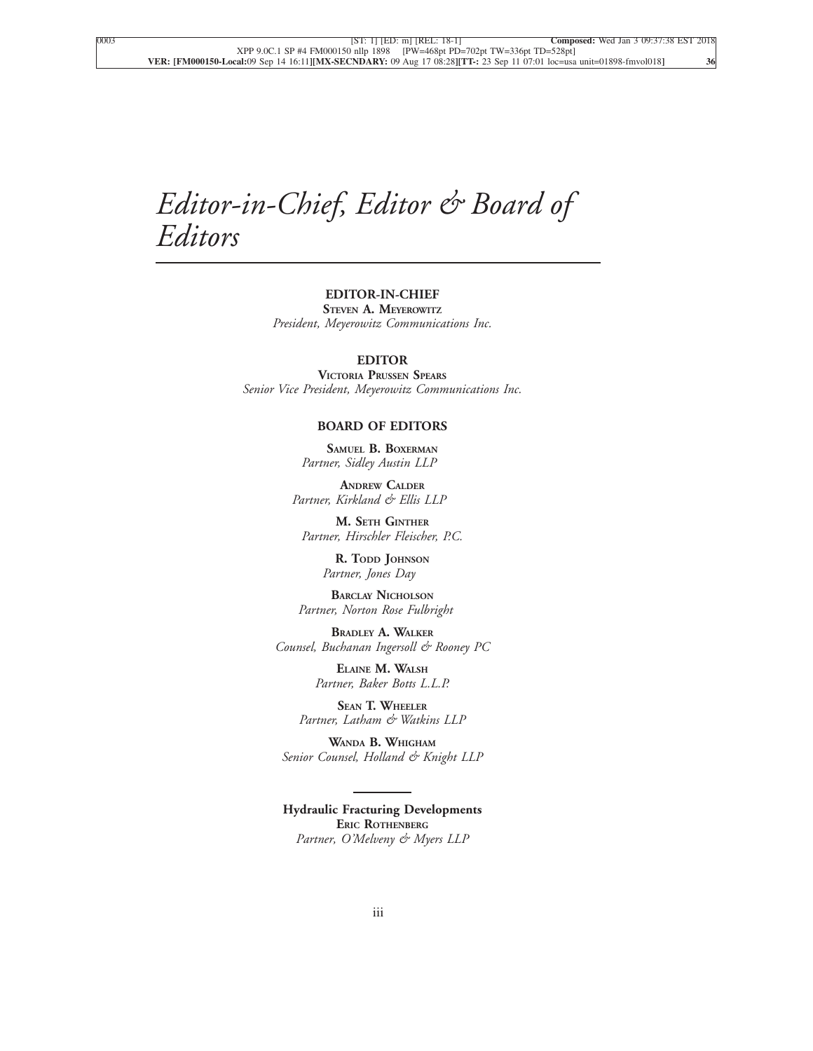# *Editor-in-Chief, Editor & Board of Editors*

**EDITOR-IN-CHIEF**

**STEVEN A. MEYEROWITZ**

*President, Meyerowitz Communications Inc.*

**EDITOR**

**VICTORIA PRUSSEN SPEARS**

*Senior Vice President, Meyerowitz Communications Inc.*

**BOARD OF EDITORS**

**SAMUEL B. BOXERMAN**

*Partner, Sidley Austin LLP*

**ANDREW CALDER**

*Partner, Kirkland & Ellis LLP*

**M. SETH GINTHER**

*Partner, Hirschler Fleischer, P.C.*

**R. TODD JOHNSON**

*Partner, Jones Day*

**BARCLAY NICHOLSON**

*Partner, Norton Rose Fulbright*

**BRADLEY A. WALKER**

*Counsel, Buchanan Ingersoll & Rooney PC*

**ELAINE M. WALSH**

*Partner, Baker Botts L.L.P.*

**SEAN T. WHEELER**

*Partner, Latham & Watkins LLP*

**WANDA B. WHIGHAM**

*Senior Counsel, Holland & Knight LLP*

---

**Hydraulic Fracturing Developments**

**ERIC ROTHENBERG**

*Partner, O'Melveny & Myers LLP*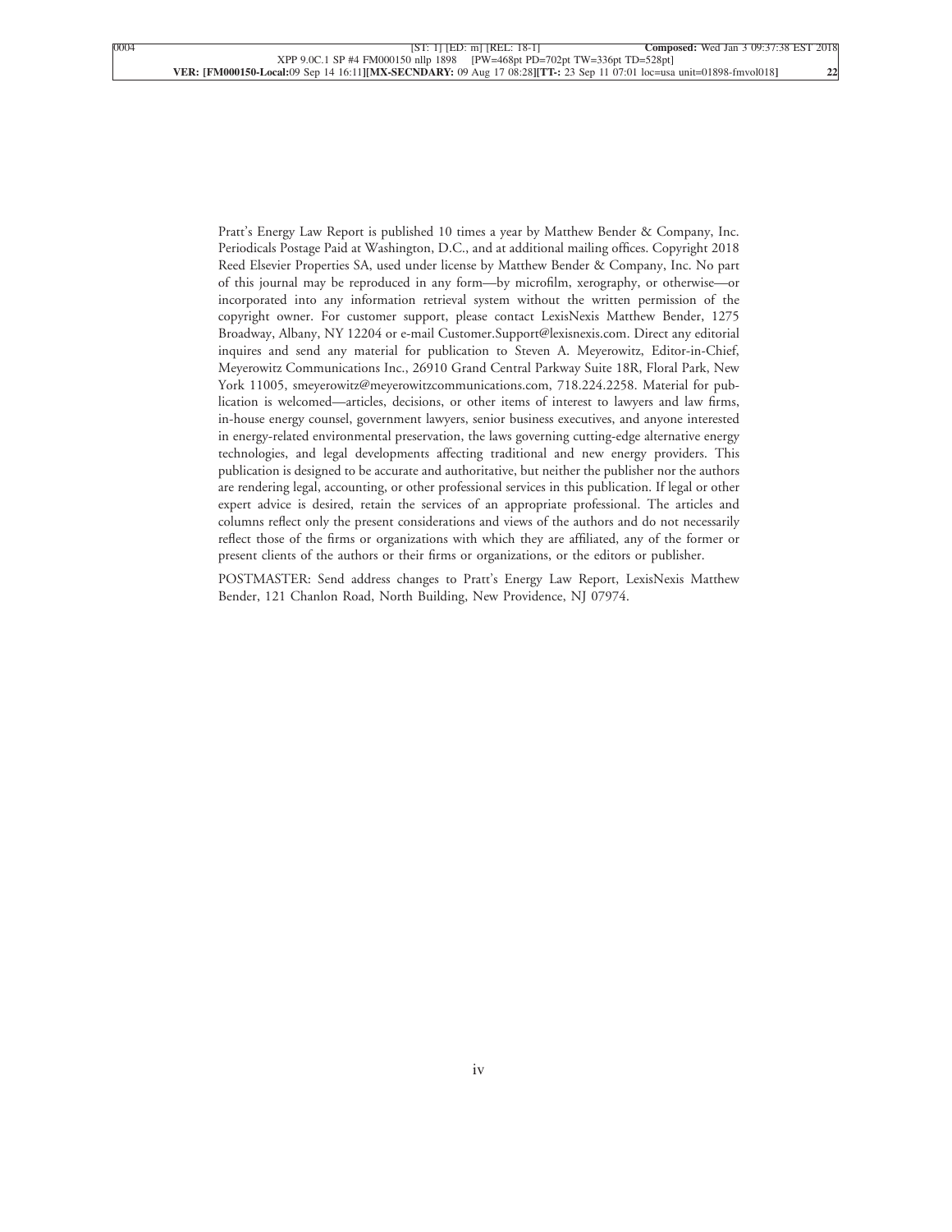Pratt's Energy Law Report is published 10 times a year by Matthew Bender & Company, Inc. Periodicals Postage Paid at Washington, D.C., and at additional mailing offices. Copyright 2018 Reed Elsevier Properties SA, used under license by Matthew Bender & Company, Inc. No part of this journal may be reproduced in any form—by microfilm, xerography, or otherwise—or incorporated into any information retrieval system without the written permission of the copyright owner. For customer support, please contact LexisNexis Matthew Bender, 1275 Broadway, Albany, NY 12204 or e-mail Customer.Support@lexisnexis.com. Direct any editorial inquires and send any material for publication to Steven A. Meyerowitz, Editor-in-Chief, Meyerowitz Communications Inc., 26910 Grand Central Parkway Suite 18R, Floral Park, New York 11005, smeyerowitz@meyerowitzcommunications.com, 718.224.2258. Material for publication is welcomed—articles, decisions, or other items of interest to lawyers and law firms, in-house energy counsel, government lawyers, senior business executives, and anyone interested in energy-related environmental preservation, the laws governing cutting-edge alternative energy technologies, and legal developments affecting traditional and new energy providers. This publication is designed to be accurate and authoritative, but neither the publisher nor the authors are rendering legal, accounting, or other professional services in this publication. If legal or other expert advice is desired, retain the services of an appropriate professional. The articles and columns reflect only the present considerations and views of the authors and do not necessarily reflect those of the firms or organizations with which they are affiliated, any of the former or present clients of the authors or their firms or organizations, or the editors or publisher.

POSTMASTER: Send address changes to Pratt's Energy Law Report, LexisNexis Matthew Bender, 121 Chanlon Road, North Building, New Providence, NJ 07974.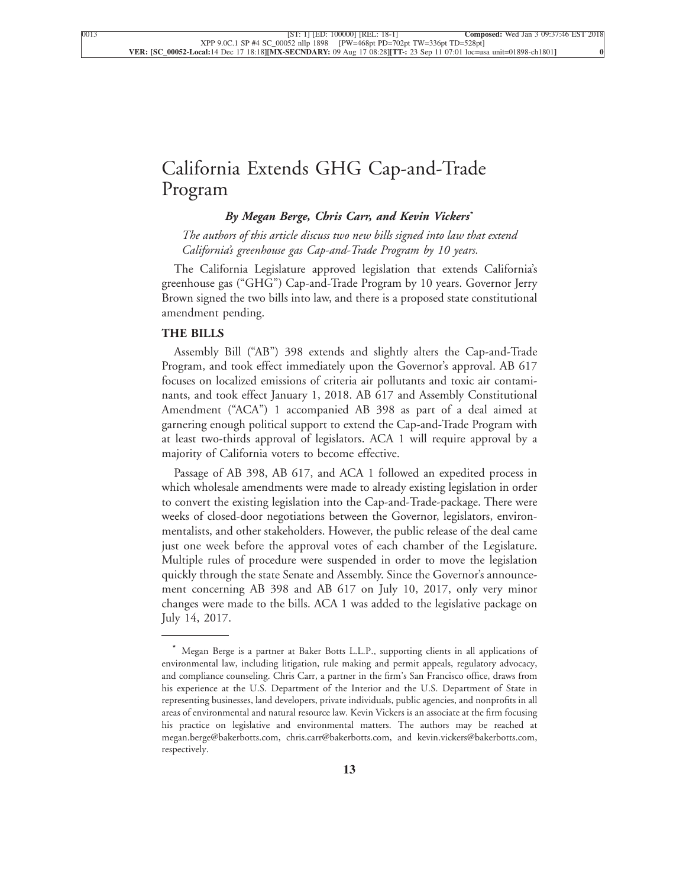# California Extends GHG Cap-and-Trade Program

***By Megan Berge, Chris Carr, and Kevin Vickers****

*The authors of this article discuss two new bills signed into law that extend California's greenhouse gas Cap-and-Trade Program by 10 years.*

The California Legislature approved legislation that extends California's greenhouse gas ("GHG") Cap-and-Trade Program by 10 years. Governor Jerry Brown signed the two bills into law, and there is a proposed state constitutional amendment pending.

## THE BILLS

Assembly Bill ("AB") 398 extends and slightly alters the Cap-and-Trade Program, and took effect immediately upon the Governor's approval. AB 617 focuses on localized emissions of criteria air pollutants and toxic air contaminants, and took effect January 1, 2018. AB 617 and Assembly Constitutional Amendment ("ACA") 1 accompanied AB 398 as part of a deal aimed at garnering enough political support to extend the Cap-and-Trade Program with at least two-thirds approval of legislators. ACA 1 will require approval by a majority of California voters to become effective.

Passage of AB 398, AB 617, and ACA 1 followed an expedited process in which wholesale amendments were made to already existing legislation in order to convert the existing legislation into the Cap-and-Trade-package. There were weeks of closed-door negotiations between the Governor, legislators, environmentalists, and other stakeholders. However, the public release of the deal came just one week before the approval votes of each chamber of the Legislature. Multiple rules of procedure were suspended in order to move the legislation quickly through the state Senate and Assembly. Since the Governor's announcement concerning AB 398 and AB 617 on July 10, 2017, only very minor changes were made to the bills. ACA 1 was added to the legislative package on July 14, 2017.

---

\* Megan Berge is a partner at Baker Botts L.L.P., supporting clients in all applications of environmental law, including litigation, rule making and permit appeals, regulatory advocacy, and compliance counseling. Chris Carr, a partner in the firm's San Francisco office, draws from his experience at the U.S. Department of the Interior and the U.S. Department of State in representing businesses, land developers, private individuals, public agencies, and nonprofits in all areas of environmental and natural resource law. Kevin Vickers is an associate at the firm focusing his practice on legislative and environmental matters. The authors may be reached at megan.berge@bakerbotts.com, chris.carr@bakerbotts.com, and kevin.vickers@bakerbotts.com, respectively.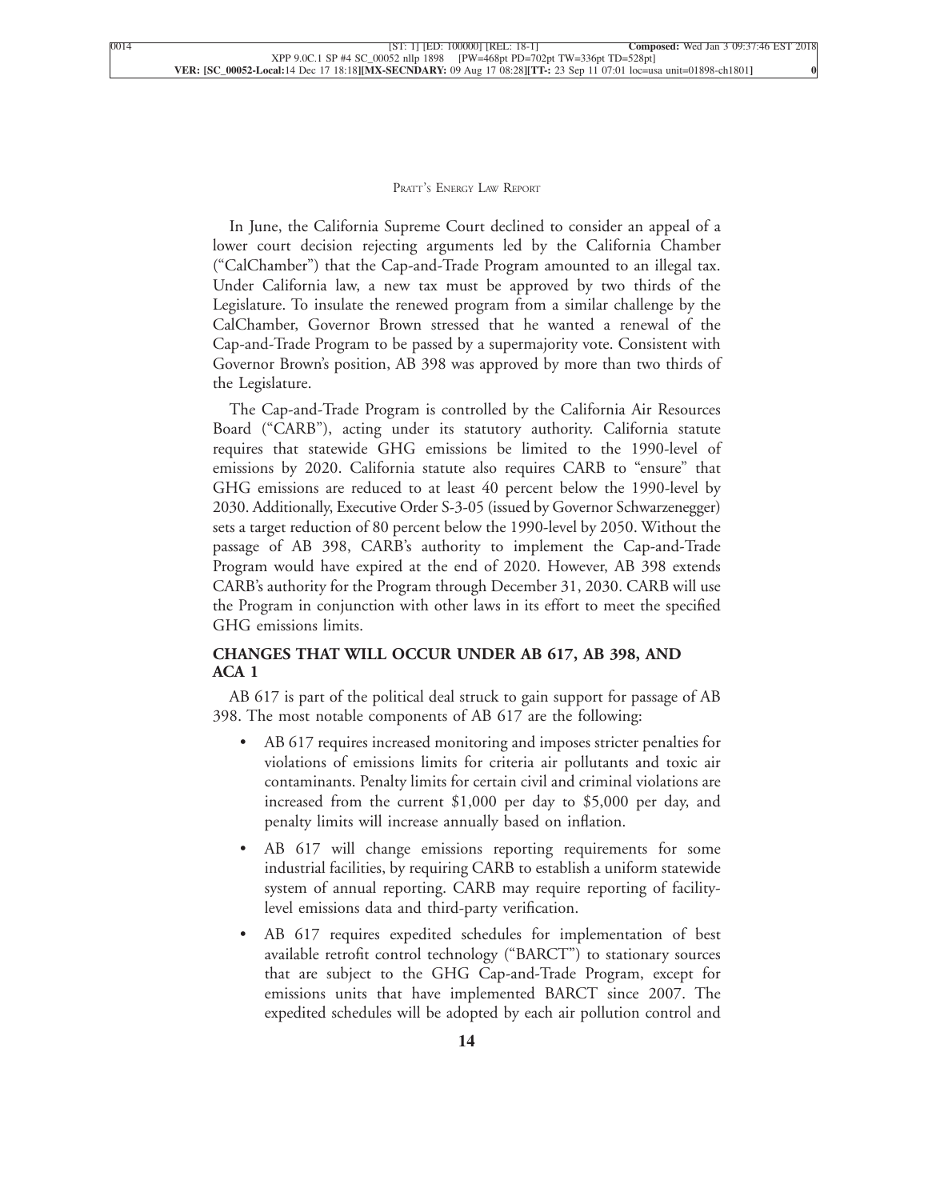In June, the California Supreme Court declined to consider an appeal of a lower court decision rejecting arguments led by the California Chamber ("CalChamber") that the Cap-and-Trade Program amounted to an illegal tax. Under California law, a new tax must be approved by two thirds of the Legislature. To insulate the renewed program from a similar challenge by the CalChamber, Governor Brown stressed that he wanted a renewal of the Cap-and-Trade Program to be passed by a supermajority vote. Consistent with Governor Brown's position, AB 398 was approved by more than two thirds of the Legislature.

The Cap-and-Trade Program is controlled by the California Air Resources Board ("CARB"), acting under its statutory authority. California statute requires that statewide GHG emissions be limited to the 1990-level of emissions by 2020. California statute also requires CARB to "ensure" that GHG emissions are reduced to at least 40 percent below the 1990-level by 2030. Additionally, Executive Order S-3-05 (issued by Governor Schwarzenegger) sets a target reduction of 80 percent below the 1990-level by 2050. Without the passage of AB 398, CARB's authority to implement the Cap-and-Trade Program would have expired at the end of 2020. However, AB 398 extends CARB's authority for the Program through December 31, 2030. CARB will use the Program in conjunction with other laws in its effort to meet the specified GHG emissions limits.

## CHANGES THAT WILL OCCUR UNDER AB 617, AB 398, AND ACA 1

AB 617 is part of the political deal struck to gain support for passage of AB 398. The most notable components of AB 617 are the following:

- AB 617 requires increased monitoring and imposes stricter penalties for violations of emissions limits for criteria air pollutants and toxic air contaminants. Penalty limits for certain civil and criminal violations are increased from the current $1,000 per day to $5,000 per day, and penalty limits will increase annually based on inflation.
- AB 617 will change emissions reporting requirements for some industrial facilities, by requiring CARB to establish a uniform statewide system of annual reporting. CARB may require reporting of facility-level emissions data and third-party verification.
- AB 617 requires expedited schedules for implementation of best available retrofit control technology ("BARCT") to stationary sources that are subject to the GHG Cap-and-Trade Program, except for emissions units that have implemented BARCT since 2007. The expedited schedules will be adopted by each air pollution control and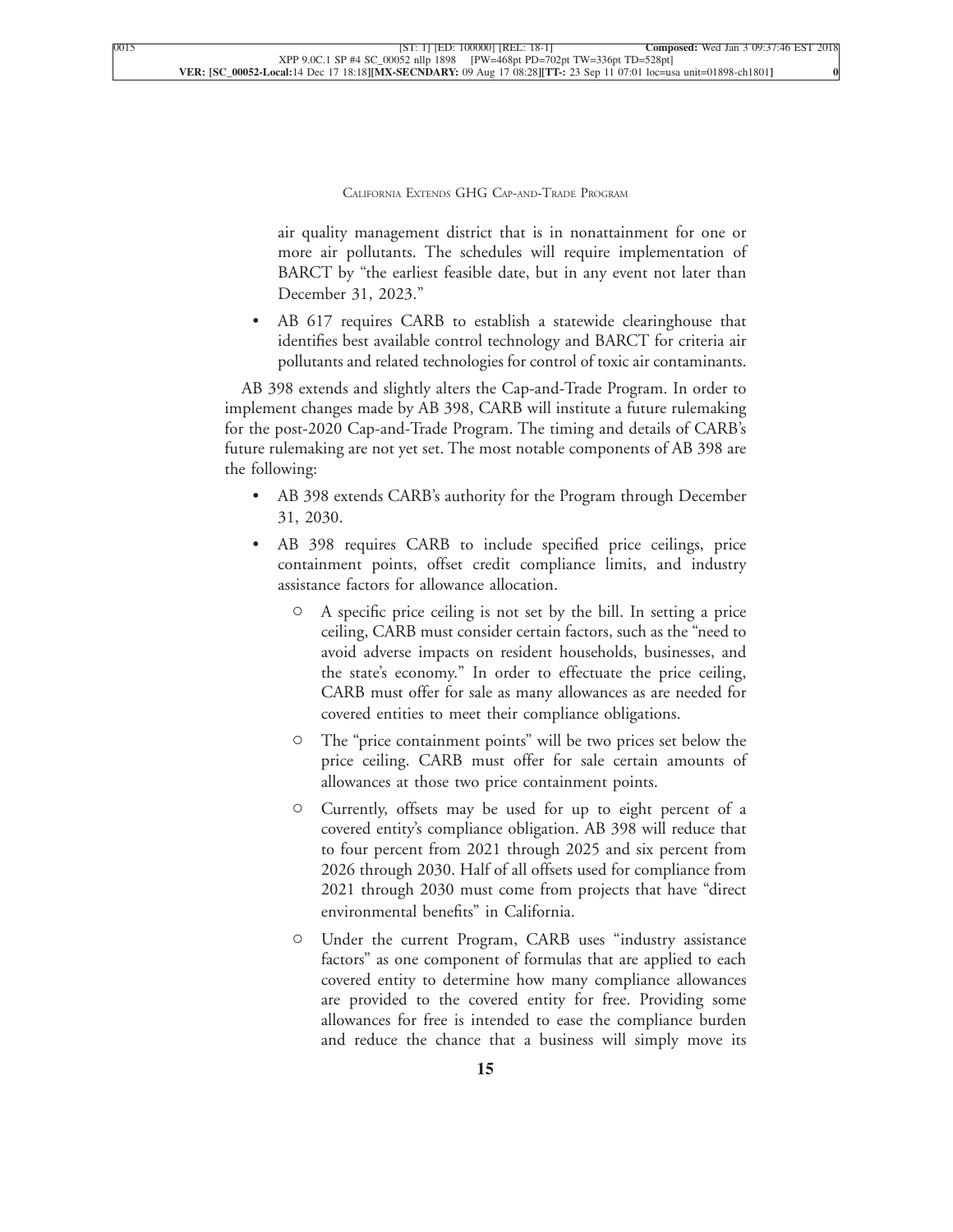air quality management district that is in nonattainment for one or more air pollutants. The schedules will require implementation of BARCT by "the earliest feasible date, but in any event not later than December 31, 2023."

- AB 617 requires CARB to establish a statewide clearinghouse that identifies best available control technology and BARCT for criteria air pollutants and related technologies for control of toxic air contaminants.

AB 398 extends and slightly alters the Cap-and-Trade Program. In order to implement changes made by AB 398, CARB will institute a future rulemaking for the post-2020 Cap-and-Trade Program. The timing and details of CARB's future rulemaking are not yet set. The most notable components of AB 398 are the following:

- AB 398 extends CARB's authority for the Program through December 31, 2030.
- AB 398 requires CARB to include specified price ceilings, price containment points, offset credit compliance limits, and industry assistance factors for allowance allocation.
  - A specific price ceiling is not set by the bill. In setting a price ceiling, CARB must consider certain factors, such as the "need to avoid adverse impacts on resident households, businesses, and the state's economy." In order to effectuate the price ceiling, CARB must offer for sale as many allowances as are needed for covered entities to meet their compliance obligations.
  - The "price containment points" will be two prices set below the price ceiling. CARB must offer for sale certain amounts of allowances at those two price containment points.
  - Currently, offsets may be used for up to eight percent of a covered entity's compliance obligation. AB 398 will reduce that to four percent from 2021 through 2025 and six percent from 2026 through 2030. Half of all offsets used for compliance from 2021 through 2030 must come from projects that have "direct environmental benefits" in California.
  - Under the current Program, CARB uses "industry assistance factors" as one component of formulas that are applied to each covered entity to determine how many compliance allowances are provided to the covered entity for free. Providing some allowances for free is intended to ease the compliance burden and reduce the chance that a business will simply move its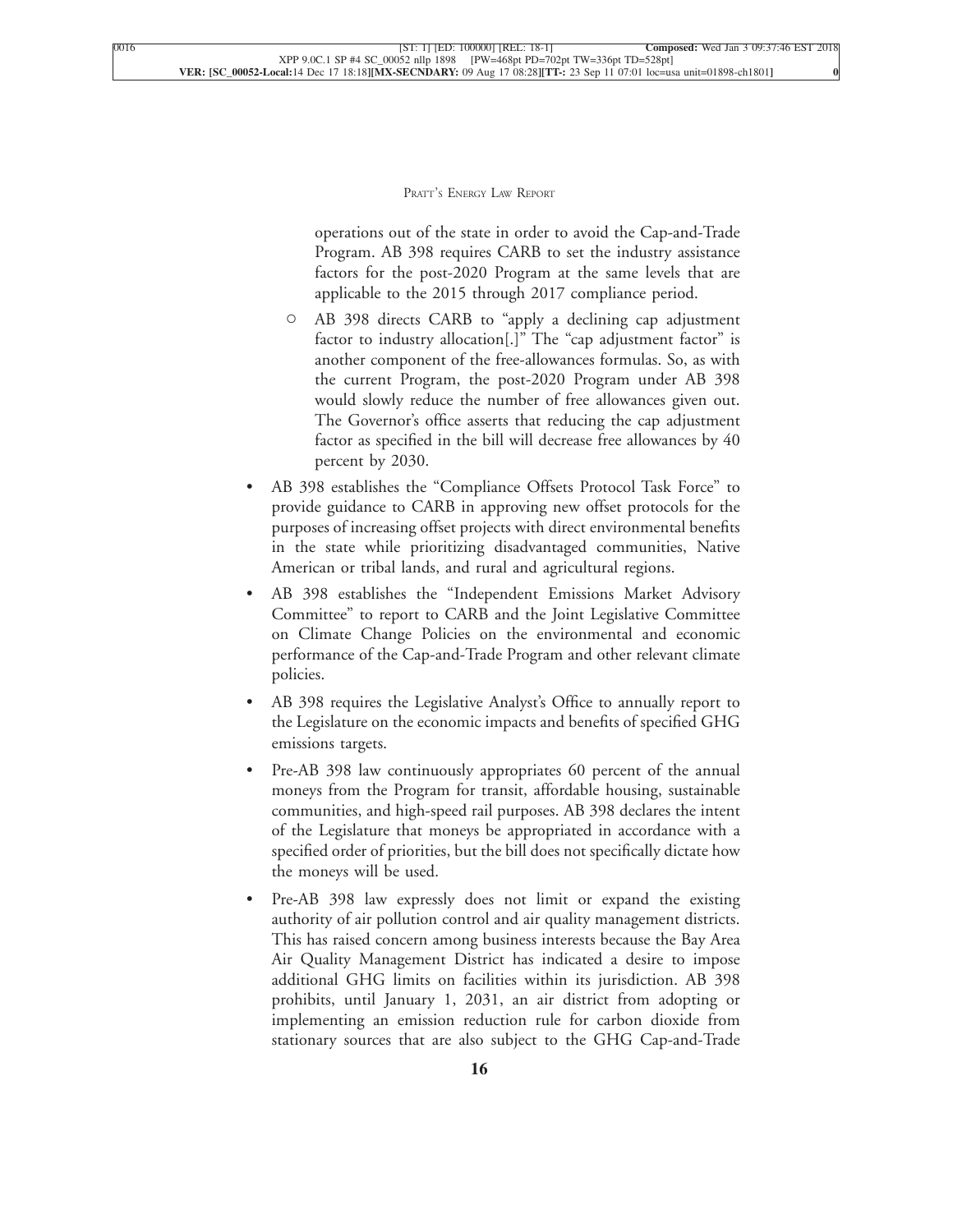operations out of the state in order to avoid the Cap-and-Trade Program. AB 398 requires CARB to set the industry assistance factors for the post-2020 Program at the same levels that are applicable to the 2015 through 2017 compliance period.

    - AB 398 directs CARB to "apply a declining cap adjustment factor to industry allocation[.]" The "cap adjustment factor" is another component of the free-allowances formulas. So, as with the current Program, the post-2020 Program under AB 398 would slowly reduce the number of free allowances given out. The Governor's office asserts that reducing the cap adjustment factor as specified in the bill will decrease free allowances by 40 percent by 2030.

- AB 398 establishes the "Compliance Offsets Protocol Task Force" to provide guidance to CARB in approving new offset protocols for the purposes of increasing offset projects with direct environmental benefits in the state while prioritizing disadvantaged communities, Native American or tribal lands, and rural and agricultural regions.
- AB 398 establishes the "Independent Emissions Market Advisory Committee" to report to CARB and the Joint Legislative Committee on Climate Change Policies on the environmental and economic performance of the Cap-and-Trade Program and other relevant climate policies.
- AB 398 requires the Legislative Analyst's Office to annually report to the Legislature on the economic impacts and benefits of specified GHG emissions targets.
- Pre-AB 398 law continuously appropriates 60 percent of the annual moneys from the Program for transit, affordable housing, sustainable communities, and high-speed rail purposes. AB 398 declares the intent of the Legislature that moneys be appropriated in accordance with a specified order of priorities, but the bill does not specifically dictate how the moneys will be used.
- Pre-AB 398 law expressly does not limit or expand the existing authority of air pollution control and air quality management districts. This has raised concern among business interests because the Bay Area Air Quality Management District has indicated a desire to impose additional GHG limits on facilities within its jurisdiction. AB 398 prohibits, until January 1, 2031, an air district from adopting or implementing an emission reduction rule for carbon dioxide from stationary sources that are also subject to the GHG Cap-and-Trade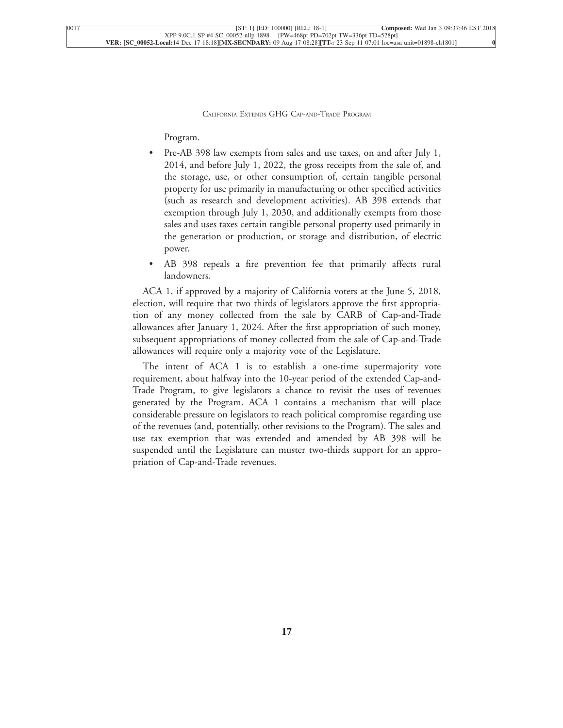Program.

- Pre-AB 398 law exempts from sales and use taxes, on and after July 1, 2014, and before July 1, 2022, the gross receipts from the sale of, and the storage, use, or other consumption of, certain tangible personal property for use primarily in manufacturing or other specified activities (such as research and development activities). AB 398 extends that exemption through July 1, 2030, and additionally exempts from those sales and uses taxes certain tangible personal property used primarily in the generation or production, or storage and distribution, of electric power.
- AB 398 repeals a fire prevention fee that primarily affects rural landowners.

ACA 1, if approved by a majority of California voters at the June 5, 2018, election, will require that two thirds of legislators approve the first appropriation of any money collected from the sale by CARB of Cap-and-Trade allowances after January 1, 2024. After the first appropriation of such money, subsequent appropriations of money collected from the sale of Cap-and-Trade allowances will require only a majority vote of the Legislature.

The intent of ACA 1 is to establish a one-time supermajority vote requirement, about halfway into the 10-year period of the extended Cap-and-Trade Program, to give legislators a chance to revisit the uses of revenues generated by the Program. ACA 1 contains a mechanism that will place considerable pressure on legislators to reach political compromise regarding use of the revenues (and, potentially, other revisions to the Program). The sales and use tax exemption that was extended and amended by AB 398 will be suspended until the Legislature can muster two-thirds support for an appropriation of Cap-and-Trade revenues.